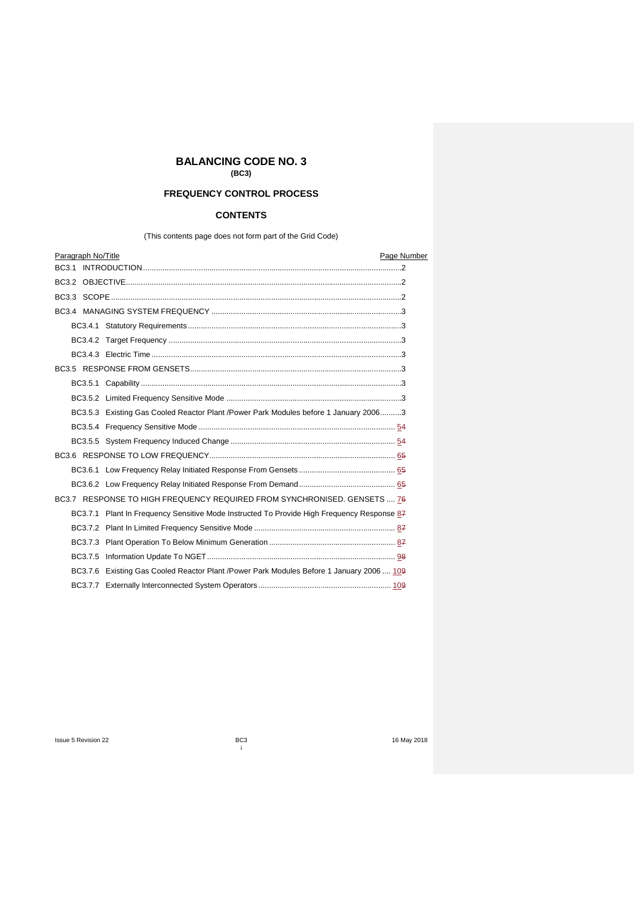# BALANCING CODE NO. 3

**(BC3)**

## FREQUENCY CONTROL PROCESS

### CONTENTS

(This contents page does not form part of the Grid Code)

| Paragraph No/Title | Page Number |
|---|---|
| BC3.1 INTRODUCTION | 2 |
| BC3.2 OBJECTIVE | 2 |
| BC3.3 SCOPE | 2 |
| BC3.4 MANAGING SYSTEM FREQUENCY | 3 |
| BC3.4.1 Statutory Requirements | 3 |
| BC3.4.2 Target Frequency | 3 |
| BC3.4.3 Electric Time | 3 |
| BC3.5 RESPONSE FROM GENSETS | 3 |
| BC3.5.1 Capability | 3 |
| BC3.5.2 Limited Frequency Sensitive Mode | 3 |
| BC3.5.3 Existing Gas Cooled Reactor Plant /Power Park Modules before 1 January 2006 | 3 |
| BC3.5.4 Frequency Sensitive Mode | 5~~4~~ |
| BC3.5.5 System Frequency Induced Change | 5~~4~~ |
| BC3.6 RESPONSE TO LOW FREQUENCY | 6~~5~~ |
| BC3.6.1 Low Frequency Relay Initiated Response From Gensets | 6~~5~~ |
| BC3.6.2 Low Frequency Relay Initiated Response From Demand | 6~~5~~ |
| BC3.7 RESPONSE TO HIGH FREQUENCY REQUIRED FROM SYNCHRONISED. GENSETS | 7~~6~~ |
| BC3.7.1 Plant In Frequency Sensitive Mode Instructed To Provide High Frequency Response | 8~~7~~ |
| BC3.7.2 Plant In Limited Frequency Sensitive Mode | 8~~7~~ |
| BC3.7.3 Plant Operation To Below Minimum Generation | 8~~7~~ |
| BC3.7.5 Information Update To NGET | 9~~8~~ |
| BC3.7.6 Existing Gas Cooled Reactor Plant /Power Park Modules Before 1 January 2006 | 10~~9~~ |
| BC3.7.7 Externally Interconnected System Operators | 10~~9~~ |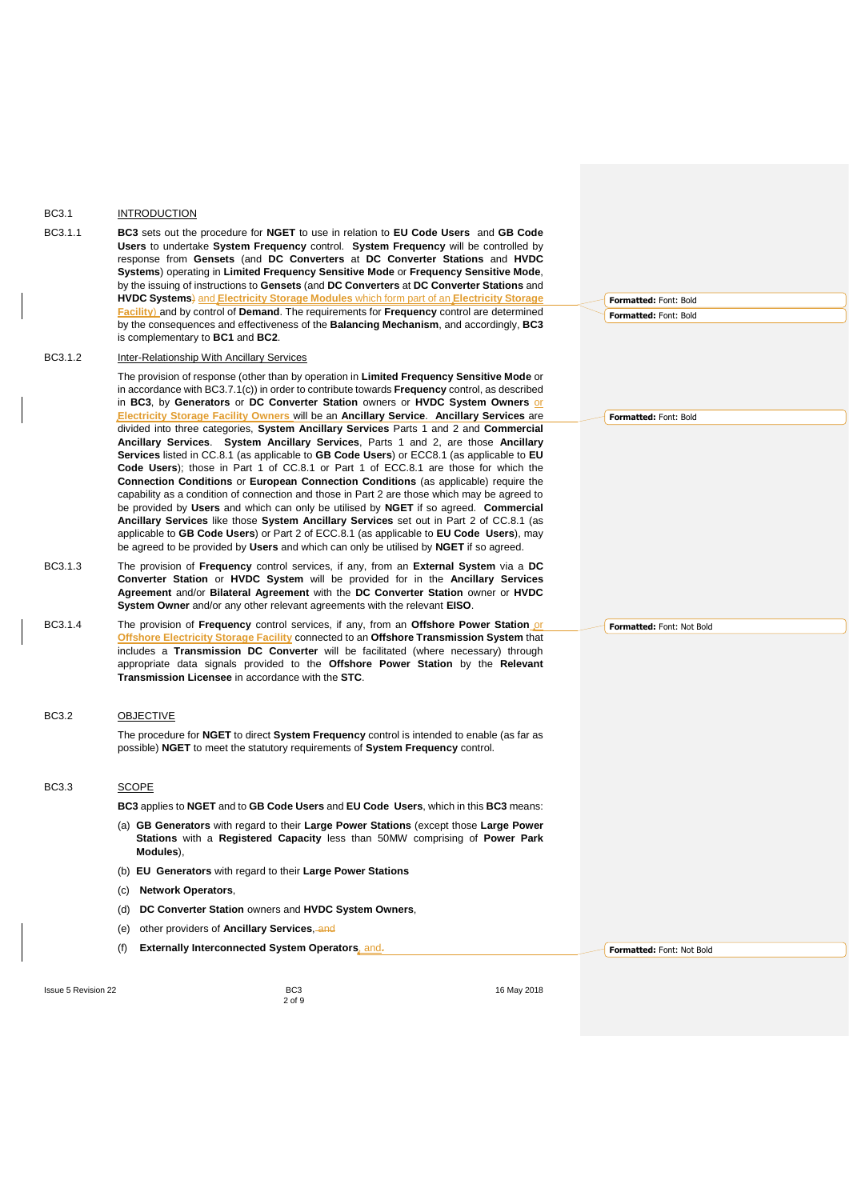BC3.1 INTRODUCTION

BC3.1.1 **BC3** sets out the procedure for **NGET** to use in relation to **EU Code Users** and **GB Code Users** to undertake **System Frequency** control. **System Frequency** will be controlled by response from **Gensets** (and **DC Converters** at **DC Converter Stations** and **HVDC Systems**) operating in **Limited Frequency Sensitive Mode** or **Frequency Sensitive Mode**, by the issuing of instructions to **Gensets** (and **DC Converters** at **DC Converter Stations** and **HVDC Systems**) and **Electricity Storage Modules** which form part of an **Electricity Storage Facility**) and by control of **Demand**. The requirements for **Frequency** control are determined by the consequences and effectiveness of the **Balancing Mechanism**, and accordingly, **BC3** is complementary to **BC1** and **BC2**.

BC3.1.2 Inter-Relationship With Ancillary Services

The provision of response (other than by operation in **Limited Frequency Sensitive Mode** or in accordance with BC3.7.1(c)) in order to contribute towards **Frequency** control, as described in **BC3**, by **Generators** or **DC Converter Station** owners or **HVDC System Owners** or **Electricity Storage Facility Owners** will be an **Ancillary Service**. **Ancillary Services** are divided into three categories, **System Ancillary Services** Parts 1 and 2 and **Commercial Ancillary Services**. **System Ancillary Services**, Parts 1 and 2, are those **Ancillary Services** listed in CC.8.1 (as applicable to **GB Code Users**) or ECC8.1 (as applicable to **EU Code Users**); those in Part 1 of CC.8.1 or Part 1 of ECC.8.1 are those for which the **Connection Conditions** or **European Connection Conditions** (as applicable) require the capability as a condition of connection and those in Part 2 are those which may be agreed to be provided by **Users** and which can only be utilised by **NGET** if so agreed. **Commercial Ancillary Services** like those **System Ancillary Services** set out in Part 2 of CC.8.1 (as applicable to **GB Code Users**) or Part 2 of ECC.8.1 (as applicable to **EU Code Users**), may be agreed to be provided by **Users** and which can only be utilised by **NGET** if so agreed.

BC3.1.3 The provision of **Frequency** control services, if any, from an **External System** via a **DC Converter Station** or **HVDC System** will be provided for in the **Ancillary Services Agreement** and/or **Bilateral Agreement** with the **DC Converter Station** owner or **HVDC System Owner** and/or any other relevant agreements with the relevant **EISO**.

BC3.1.4 The provision of **Frequency** control services, if any, from an **Offshore Power Station** or **Offshore Electricity Storage Facility** connected to an **Offshore Transmission System** that includes a **Transmission DC Converter** will be facilitated (where necessary) through appropriate data signals provided to the **Offshore Power Station** by the **Relevant Transmission Licensee** in accordance with the **STC**.

BC3.2 OBJECTIVE

The procedure for **NGET** to direct **System Frequency** control is intended to enable (as far as possible) **NGET** to meet the statutory requirements of **System Frequency** control.

BC3.3 SCOPE

**BC3** applies to **NGET** and to **GB Code Users** and **EU Code Users**, which in this **BC3** means:

(a) **GB Generators** with regard to their **Large Power Stations** (except those **Large Power Stations** with a **Registered Capacity** less than 50MW comprising of **Power Park Modules**),

(b) **EU Generators** with regard to their **Large Power Stations**

(c) **Network Operators**,

(d) **DC Converter Station** owners and **HVDC System Owners**,

(e) other providers of **Ancillary Services**, ~~and~~

(f) **Externally Interconnected System Operators**, and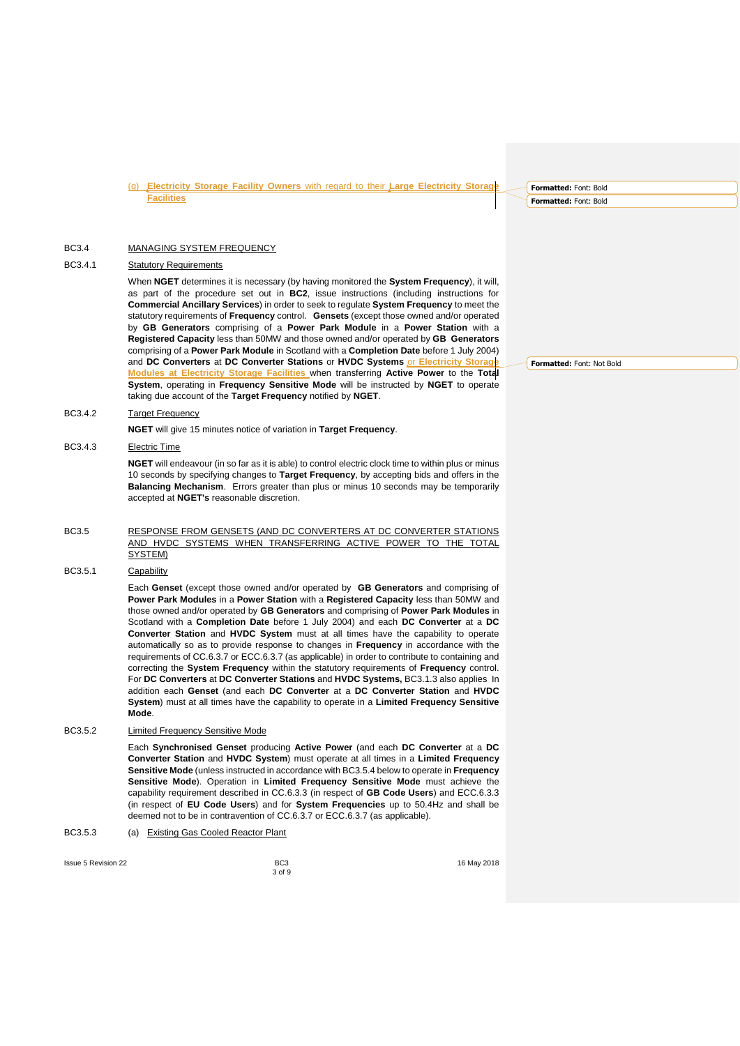(g) **Electricity Storage Facility Owners** with regard to their **Large Electricity Storage Facilities**

## BC3.4 MANAGING SYSTEM FREQUENCY

### BC3.4.1 Statutory Requirements

When **NGET** determines it is necessary (by having monitored the **System Frequency**), it will, as part of the procedure set out in **BC2**, issue instructions (including instructions for **Commercial Ancillary Services**) in order to seek to regulate **System Frequency** to meet the statutory requirements of **Frequency** control. **Gensets** (except those owned and/or operated by **GB Generators** comprising of a **Power Park Module** in a **Power Station** with a **Registered Capacity** less than 50MW and those owned and/or operated by **GB Generators** comprising of a **Power Park Module** in Scotland with a **Completion Date** before 1 July 2004) and **DC Converters** at **DC Converter Stations** or **HVDC Systems** or **Electricity Storage Modules at Electricity Storage Facilities** when transferring **Active Power** to the **Total System**, operating in **Frequency Sensitive Mode** will be instructed by **NGET** to operate taking due account of the **Target Frequency** notified by **NGET**.

### BC3.4.2 Target Frequency

**NGET** will give 15 minutes notice of variation in **Target Frequency**.

### BC3.4.3 Electric Time

**NGET** will endeavour (in so far as it is able) to control electric clock time to within plus or minus 10 seconds by specifying changes to **Target Frequency**, by accepting bids and offers in the **Balancing Mechanism**. Errors greater than plus or minus 10 seconds may be temporarily accepted at **NGET's** reasonable discretion.

## BC3.5 RESPONSE FROM GENSETS (AND DC CONVERTERS AT DC CONVERTER STATIONS AND HVDC SYSTEMS WHEN TRANSFERRING ACTIVE POWER TO THE TOTAL SYSTEM)

### BC3.5.1 Capability

Each **Genset** (except those owned and/or operated by **GB Generators** and comprising of **Power Park Modules** in a **Power Station** with a **Registered Capacity** less than 50MW and those owned and/or operated by **GB Generators** and comprising of **Power Park Modules** in Scotland with a **Completion Date** before 1 July 2004) and each **DC Converter** at a **DC Converter Station** and **HVDC System** must at all times have the capability to operate automatically so as to provide response to changes in **Frequency** in accordance with the requirements of CC.6.3.7 or ECC.6.3.7 (as applicable) in order to contribute to containing and correcting the **System Frequency** within the statutory requirements of **Frequency** control. For **DC Converters** at **DC Converter Stations** and **HVDC Systems,** BC3.1.3 also applies In addition each **Genset** (and each **DC Converter** at a **DC Converter Station** and **HVDC System**) must at all times have the capability to operate in a **Limited Frequency Sensitive Mode**.

### BC3.5.2 Limited Frequency Sensitive Mode

Each **Synchronised Genset** producing **Active Power** (and each **DC Converter** at a **DC Converter Station** and **HVDC System**) must operate at all times in a **Limited Frequency Sensitive Mode** (unless instructed in accordance with BC3.5.4 below to operate in **Frequency Sensitive Mode**). Operation in **Limited Frequency Sensitive Mode** must achieve the capability requirement described in CC.6.3.3 (in respect of **GB Code Users**) and ECC.6.3.3 (in respect of **EU Code Users**) and for **System Frequencies** up to 50.4Hz and shall be deemed not to be in contravention of CC.6.3.7 or ECC.6.3.7 (as applicable).

### BC3.5.3 (a) Existing Gas Cooled Reactor Plant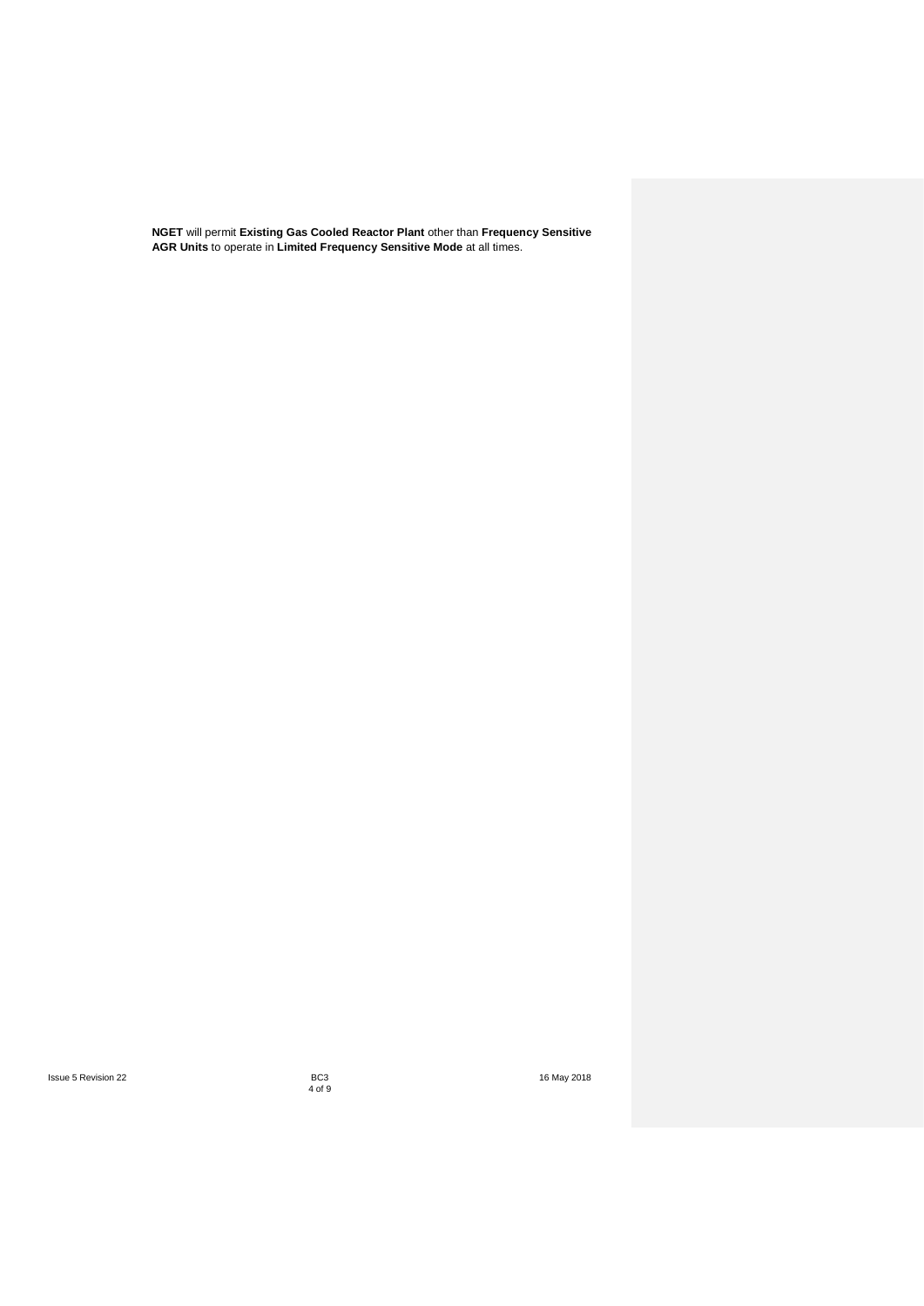**NGET** will permit **Existing Gas Cooled Reactor Plant** other than **Frequency Sensitive AGR Units** to operate in **Limited Frequency Sensitive Mode** at all times.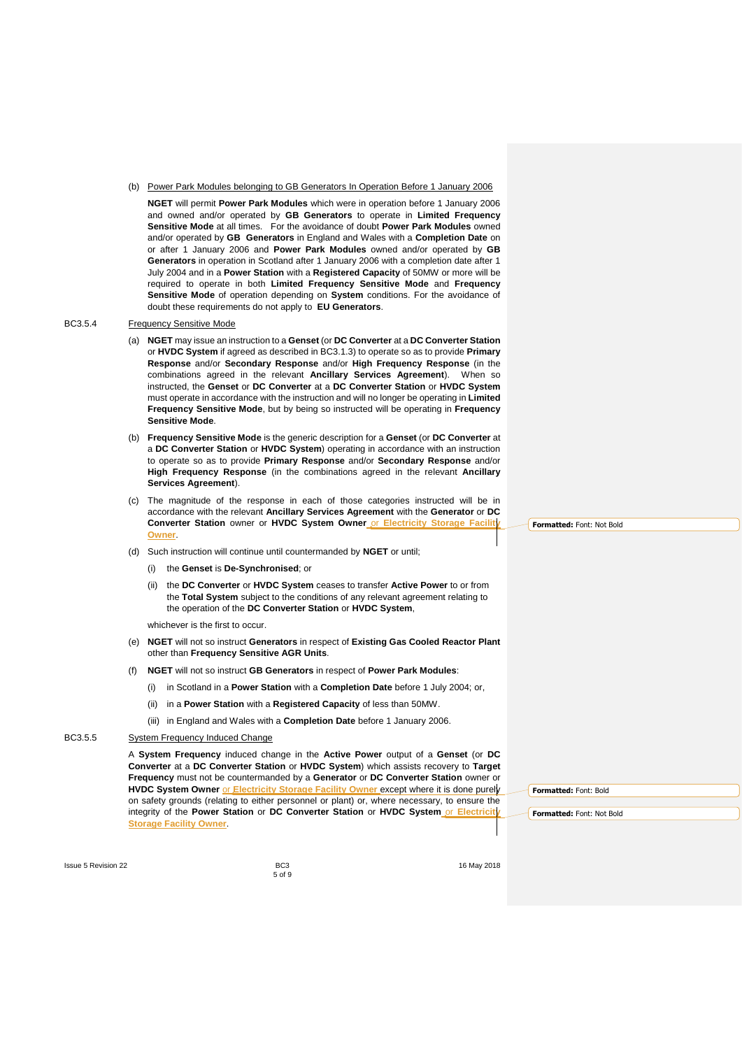(b) Power Park Modules belonging to GB Generators In Operation Before 1 January 2006

**NGET** will permit **Power Park Modules** which were in operation before 1 January 2006 and owned and/or operated by **GB Generators** to operate in **Limited Frequency Sensitive Mode** at all times. For the avoidance of doubt **Power Park Modules** owned and/or operated by **GB Generators** in England and Wales with a **Completion Date** on or after 1 January 2006 and **Power Park Modules** owned and/or operated by **GB Generators** in operation in Scotland after 1 January 2006 with a completion date after 1 July 2004 and in a **Power Station** with a **Registered Capacity** of 50MW or more will be required to operate in both **Limited Frequency Sensitive Mode** and **Frequency Sensitive Mode** of operation depending on **System** conditions. For the avoidance of doubt these requirements do not apply to **EU Generators**.

BC3.5.4 Frequency Sensitive Mode

(a) **NGET** may issue an instruction to a **Genset** (or **DC Converter** at a **DC Converter Station** or **HVDC System** if agreed as described in BC3.1.3) to operate so as to provide **Primary Response** and/or **Secondary Response** and/or **High Frequency Response** (in the combinations agreed in the relevant **Ancillary Services Agreement**). When so instructed, the **Genset** or **DC Converter** at a **DC Converter Station** or **HVDC System** must operate in accordance with the instruction and will no longer be operating in **Limited Frequency Sensitive Mode**, but by being so instructed will be operating in **Frequency Sensitive Mode**.

(b) **Frequency Sensitive Mode** is the generic description for a **Genset** (or **DC Converter** at a **DC Converter Station** or **HVDC System**) operating in accordance with an instruction to operate so as to provide **Primary Response** and/or **Secondary Response** and/or **High Frequency Response** (in the combinations agreed in the relevant **Ancillary Services Agreement**).

(c) The magnitude of the response in each of those categories instructed will be in accordance with the relevant **Ancillary Services Agreement** with the **Generator** or **DC Converter Station** owner or **HVDC System Owner** or **Electricity Storage Facility Owner**.

(d) Such instruction will continue until countermanded by **NGET** or until;

(i) the **Genset** is **De-Synchronised**; or

(ii) the **DC Converter** or **HVDC System** ceases to transfer **Active Power** to or from the **Total System** subject to the conditions of any relevant agreement relating to the operation of the **DC Converter Station** or **HVDC System**,

whichever is the first to occur.

(e) **NGET** will not so instruct **Generators** in respect of **Existing Gas Cooled Reactor Plant** other than **Frequency Sensitive AGR Units**.

(f) **NGET** will not so instruct **GB Generators** in respect of **Power Park Modules**:

(i) in Scotland in a **Power Station** with a **Completion Date** before 1 July 2004; or,

(ii) in a **Power Station** with a **Registered Capacity** of less than 50MW.

(iii) in England and Wales with a **Completion Date** before 1 January 2006.

BC3.5.5 System Frequency Induced Change

A **System Frequency** induced change in the **Active Power** output of a **Genset** (or **DC Converter** at a **DC Converter Station** or **HVDC System**) which assists recovery to **Target Frequency** must not be countermanded by a **Generator** or **DC Converter Station** owner or **HVDC System Owner** or **Electricity Storage Facility Owner** except where it is done purely on safety grounds (relating to either personnel or plant) or, where necessary, to ensure the integrity of the **Power Station** or **DC Converter Station** or **HVDC System** or **Electricity Storage Facility Owner**.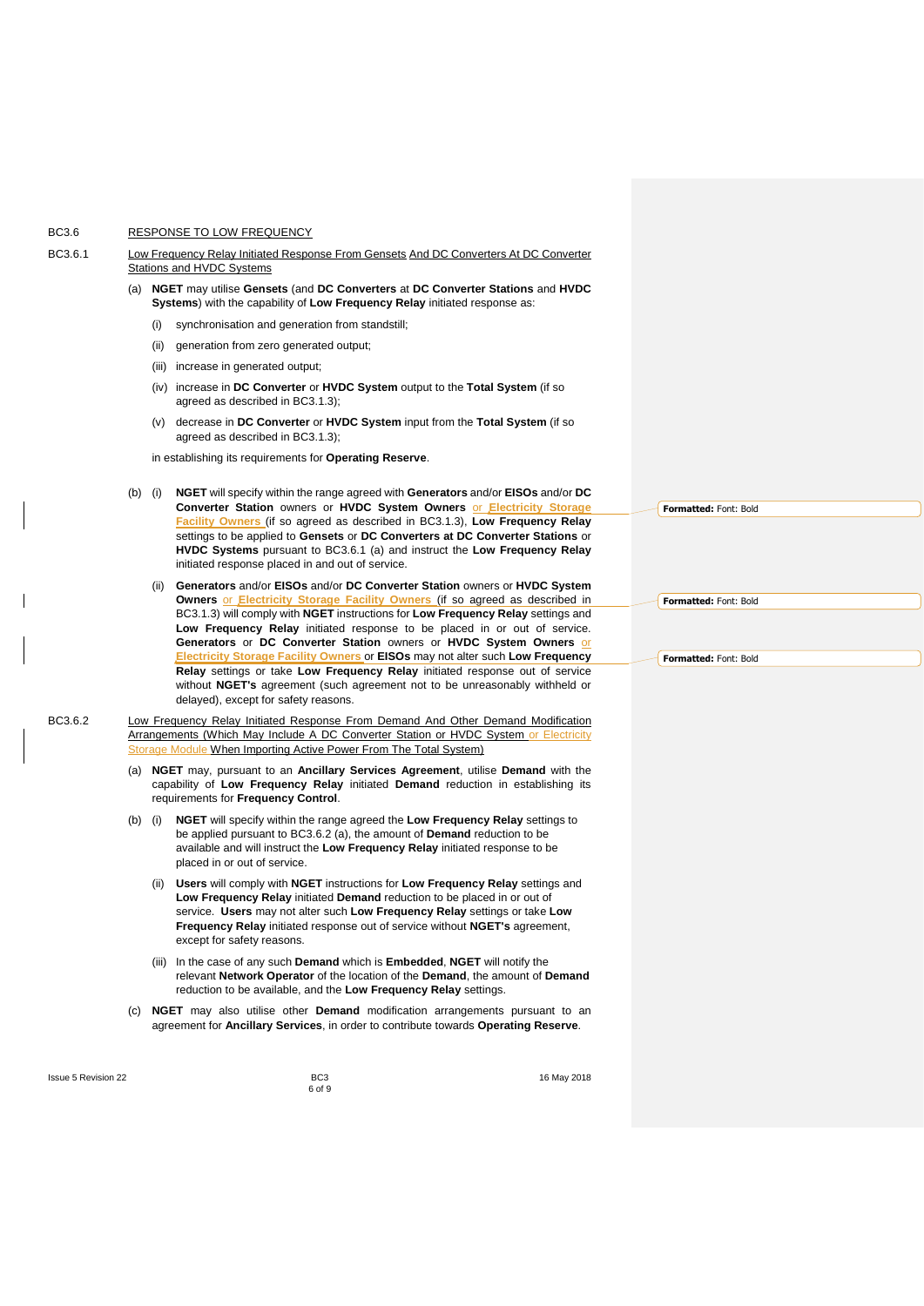BC3.6 RESPONSE TO LOW FREQUENCY

BC3.6.1 Low Frequency Relay Initiated Response From Gensets And DC Converters At DC Converter Stations and HVDC Systems

(a) **NGET** may utilise **Gensets** (and **DC Converters** at **DC Converter Stations** and **HVDC Systems**) with the capability of **Low Frequency Relay** initiated response as:

(i) synchronisation and generation from standstill;

(ii) generation from zero generated output;

(iii) increase in generated output;

(iv) increase in **DC Converter** or **HVDC System** output to the **Total System** (if so agreed as described in BC3.1.3);

(v) decrease in **DC Converter** or **HVDC System** input from the **Total System** (if so agreed as described in BC3.1.3);

in establishing its requirements for **Operating Reserve**.

(b) (i) **NGET** will specify within the range agreed with **Generators** and/or **EISOs** and/or **DC Converter Station** owners or **HVDC System Owners** or **Electricity Storage Facility Owners** (if so agreed as described in BC3.1.3), **Low Frequency Relay** settings to be applied to **Gensets** or **DC Converters at DC Converter Stations** or **HVDC Systems** pursuant to BC3.6.1 (a) and instruct the **Low Frequency Relay** initiated response placed in and out of service.

(ii) **Generators** and/or **EISOs** and/or **DC Converter Station** owners or **HVDC System Owners** or **Electricity Storage Facility Owners** (if so agreed as described in BC3.1.3) will comply with **NGET** instructions for **Low Frequency Relay** settings and **Low Frequency Relay** initiated response to be placed in or out of service. **Generators** or **DC Converter Station** owners or **HVDC System Owners** or **Electricity Storage Facility Owners** or **EISOs** may not alter such **Low Frequency Relay** settings or take **Low Frequency Relay** initiated response out of service without **NGET's** agreement (such agreement not to be unreasonably withheld or delayed), except for safety reasons.

BC3.6.2 Low Frequency Relay Initiated Response From Demand And Other Demand Modification Arrangements (Which May Include A DC Converter Station or HVDC System or Electricity Storage Module When Importing Active Power From The Total System)

(a) **NGET** may, pursuant to an **Ancillary Services Agreement**, utilise **Demand** with the capability of **Low Frequency Relay** initiated **Demand** reduction in establishing its requirements for **Frequency Control**.

(b) (i) **NGET** will specify within the range agreed the **Low Frequency Relay** settings to be applied pursuant to BC3.6.2 (a), the amount of **Demand** reduction to be available and will instruct the **Low Frequency Relay** initiated response to be placed in or out of service.

(ii) **Users** will comply with **NGET** instructions for **Low Frequency Relay** settings and **Low Frequency Relay** initiated **Demand** reduction to be placed in or out of service. **Users** may not alter such **Low Frequency Relay** settings or take **Low Frequency Relay** initiated response out of service without **NGET's** agreement, except for safety reasons.

(iii) In the case of any such **Demand** which is **Embedded**, **NGET** will notify the relevant **Network Operator** of the location of the **Demand**, the amount of **Demand** reduction to be available, and the **Low Frequency Relay** settings.

(c) **NGET** may also utilise other **Demand** modification arrangements pursuant to an agreement for **Ancillary Services**, in order to contribute towards **Operating Reserve**.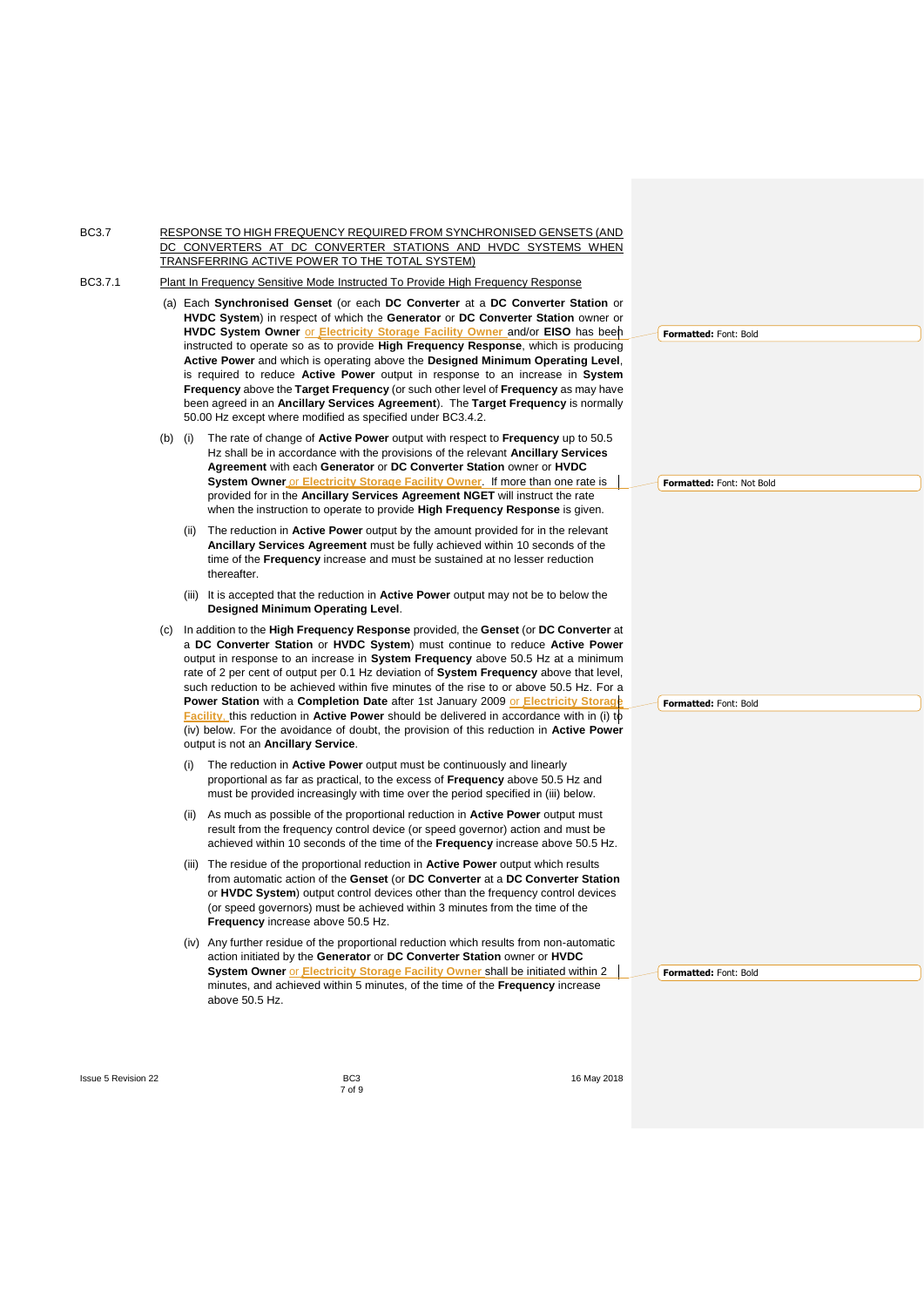BC3.7 RESPONSE TO HIGH FREQUENCY REQUIRED FROM SYNCHRONISED GENSETS (AND DC CONVERTERS AT DC CONVERTER STATIONS AND HVDC SYSTEMS WHEN TRANSFERRING ACTIVE POWER TO THE TOTAL SYSTEM)

BC3.7.1 Plant In Frequency Sensitive Mode Instructed To Provide High Frequency Response

(a) Each **Synchronised Genset** (or each **DC Converter** at a **DC Converter Station** or **HVDC System**) in respect of which the **Generator** or **DC Converter Station** owner or **HVDC System Owner** or **Electricity Storage Facility Owner** and/or **EISO** has been instructed to operate so as to provide **High Frequency Response**, which is producing **Active Power** and which is operating above the **Designed Minimum Operating Level**, is required to reduce **Active Power** output in response to an increase in **System Frequency** above the **Target Frequency** (or such other level of **Frequency** as may have been agreed in an **Ancillary Services Agreement**). The **Target Frequency** is normally 50.00 Hz except where modified as specified under BC3.4.2.

(b) (i) The rate of change of **Active Power** output with respect to **Frequency** up to 50.5 Hz shall be in accordance with the provisions of the relevant **Ancillary Services Agreement** with each **Generator** or **DC Converter Station** owner or **HVDC System Owner** or **Electricity Storage Facility Owner**. If more than one rate is provided for in the **Ancillary Services Agreement NGET** will instruct the rate when the instruction to operate to provide **High Frequency Response** is given.

(ii) The reduction in **Active Power** output by the amount provided for in the relevant **Ancillary Services Agreement** must be fully achieved within 10 seconds of the time of the **Frequency** increase and must be sustained at no lesser reduction thereafter.

(iii) It is accepted that the reduction in **Active Power** output may not be to below the **Designed Minimum Operating Level**.

(c) In addition to the **High Frequency Response** provided, the **Genset** (or **DC Converter** at a **DC Converter Station** or **HVDC System**) must continue to reduce **Active Power** output in response to an increase in **System Frequency** above 50.5 Hz at a minimum rate of 2 per cent of output per 0.1 Hz deviation of **System Frequency** above that level, such reduction to be achieved within five minutes of the rise to or above 50.5 Hz. For a **Power Station** with a **Completion Date** after 1st January 2009 or **Electricity Storage Facility**, this reduction in **Active Power** should be delivered in accordance with in (i) to (iv) below. For the avoidance of doubt, the provision of this reduction in **Active Power** output is not an **Ancillary Service**.

(i) The reduction in **Active Power** output must be continuously and linearly proportional as far as practical, to the excess of **Frequency** above 50.5 Hz and must be provided increasingly with time over the period specified in (iii) below.

(ii) As much as possible of the proportional reduction in **Active Power** output must result from the frequency control device (or speed governor) action and must be achieved within 10 seconds of the time of the **Frequency** increase above 50.5 Hz.

(iii) The residue of the proportional reduction in **Active Power** output which results from automatic action of the **Genset** (or **DC Converter** at a **DC Converter Station** or **HVDC System**) output control devices other than the frequency control devices (or speed governors) must be achieved within 3 minutes from the time of the **Frequency** increase above 50.5 Hz.

(iv) Any further residue of the proportional reduction which results from non-automatic action initiated by the **Generator** or **DC Converter Station** owner or **HVDC System Owner** or **Electricity Storage Facility Owner** shall be initiated within 2 minutes, and achieved within 5 minutes, of the time of the **Frequency** increase above 50.5 Hz.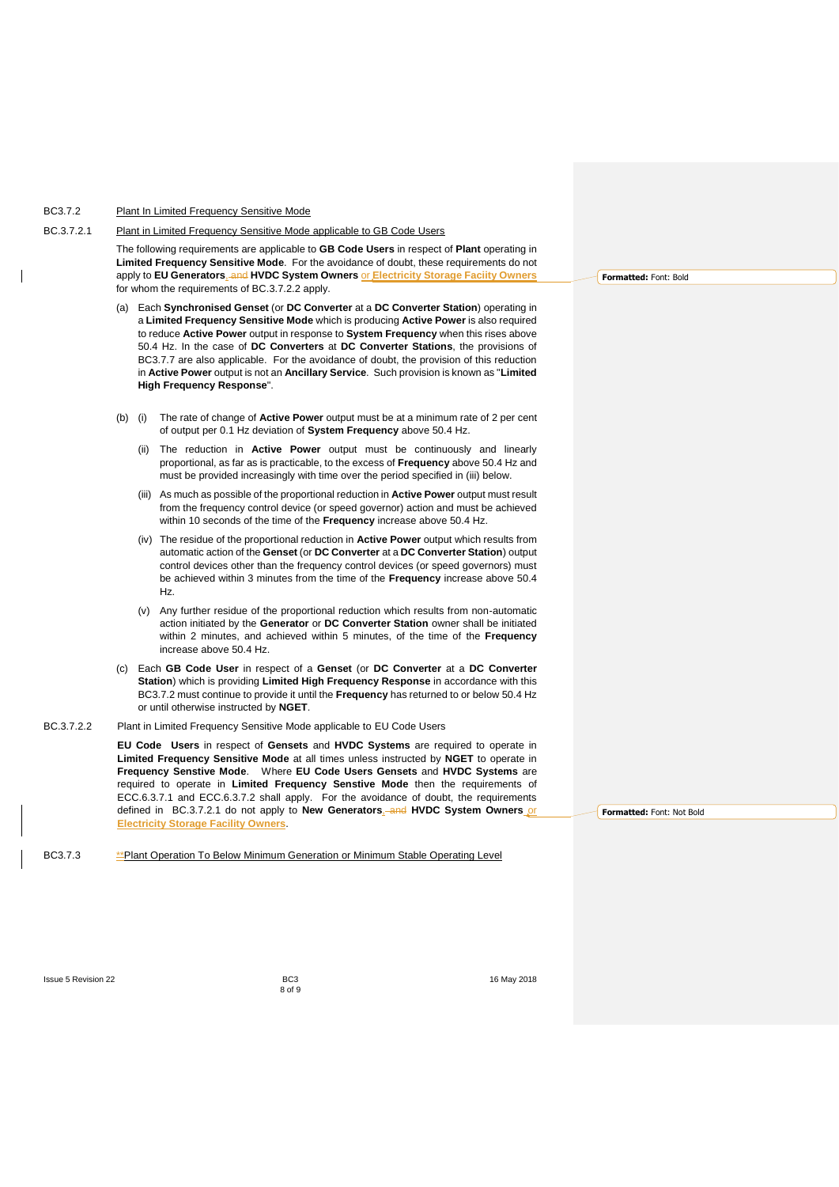BC3.7.2 Plant In Limited Frequency Sensitive Mode

BC.3.7.2.1 Plant in Limited Frequency Sensitive Mode applicable to GB Code Users

The following requirements are applicable to **GB Code Users** in respect of **Plant** operating in **Limited Frequency Sensitive Mode**. For the avoidance of doubt, these requirements do not apply to **EU Generators**, ~~and~~ **HVDC System Owners** or **Electricity Storage Faciity Owners** for whom the requirements of BC.3.7.2.2 apply.

(a) Each **Synchronised Genset** (or **DC Converter** at a **DC Converter Station**) operating in a **Limited Frequency Sensitive Mode** which is producing **Active Power** is also required to reduce **Active Power** output in response to **System Frequency** when this rises above 50.4 Hz. In the case of **DC Converters** at **DC Converter Stations**, the provisions of BC3.7.7 are also applicable. For the avoidance of doubt, the provision of this reduction in **Active Power** output is not an **Ancillary Service**. Such provision is known as "**Limited High Frequency Response**".

(b) (i) The rate of change of **Active Power** output must be at a minimum rate of 2 per cent of output per 0.1 Hz deviation of **System Frequency** above 50.4 Hz.

(ii) The reduction in **Active Power** output must be continuously and linearly proportional, as far as is practicable, to the excess of **Frequency** above 50.4 Hz and must be provided increasingly with time over the period specified in (iii) below.

(iii) As much as possible of the proportional reduction in **Active Power** output must result from the frequency control device (or speed governor) action and must be achieved within 10 seconds of the time of the **Frequency** increase above 50.4 Hz.

(iv) The residue of the proportional reduction in **Active Power** output which results from automatic action of the **Genset** (or **DC Converter** at a **DC Converter Station**) output control devices other than the frequency control devices (or speed governors) must be achieved within 3 minutes from the time of the **Frequency** increase above 50.4 Hz.

(v) Any further residue of the proportional reduction which results from non-automatic action initiated by the **Generator** or **DC Converter Station** owner shall be initiated within 2 minutes, and achieved within 5 minutes, of the time of the **Frequency** increase above 50.4 Hz.

(c) Each **GB Code User** in respect of a **Genset** (or **DC Converter** at a **DC Converter Station**) which is providing **Limited High Frequency Response** in accordance with this BC3.7.2 must continue to provide it until the **Frequency** has returned to or below 50.4 Hz or until otherwise instructed by **NGET**.

BC.3.7.2.2 Plant in Limited Frequency Sensitive Mode applicable to EU Code Users

**EU Code Users** in respect of **Gensets** and **HVDC Systems** are required to operate in **Limited Frequency Sensitive Mode** at all times unless instructed by **NGET** to operate in **Frequency Senstive Mode**. Where **EU Code Users Gensets** and **HVDC Systems** are required to operate in **Limited Frequency Senstive Mode** then the requirements of ECC.6.3.7.1 and ECC.6.3.7.2 shall apply. For the avoidance of doubt, the requirements defined in BC.3.7.2.1 do not apply to **New Generators**, ~~and~~ **HVDC System Owners** or **Electricity Storage Facility Owners**.

BC3.7.3 **Plant Operation To Below Minimum Generation or Minimum Stable Operating Level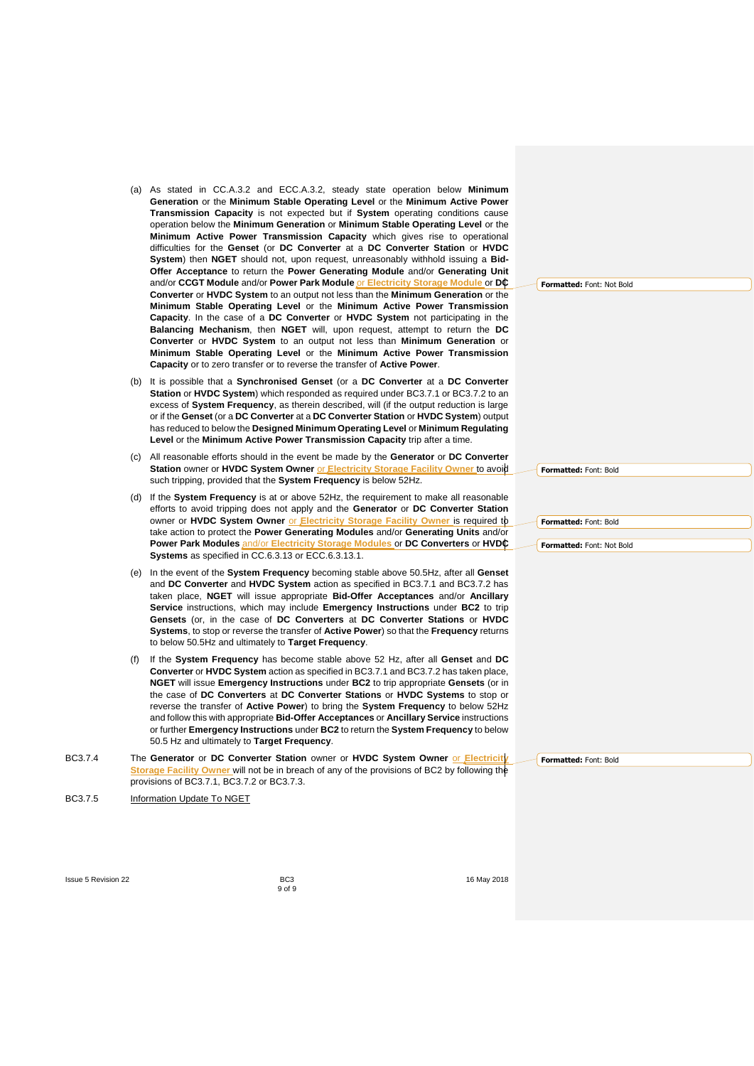(a) As stated in CC.A.3.2 and ECC.A.3.2, steady state operation below **Minimum Generation** or the **Minimum Stable Operating Level** or the **Minimum Active Power Transmission Capacity** is not expected but if **System** operating conditions cause operation below the **Minimum Generation** or **Minimum Stable Operating Level** or the **Minimum Active Power Transmission Capacity** which gives rise to operational difficulties for the **Genset** (or **DC Converter** at a **DC Converter Station** or **HVDC System**) then **NGET** should not, upon request, unreasonably withhold issuing a **Bid-Offer Acceptance** to return the **Power Generating Module** and/or **Generating Unit** and/or **CCGT Module** and/or **Power Park Module** or **Electricity Storage Module** or **DC Converter** or **HVDC System** to an output not less than the **Minimum Generation** or the **Minimum Stable Operating Level** or the **Minimum Active Power Transmission Capacity**. In the case of a **DC Converter** or **HVDC System** not participating in the **Balancing Mechanism**, then **NGET** will, upon request, attempt to return the **DC Converter** or **HVDC System** to an output not less than **Minimum Generation** or **Minimum Stable Operating Level** or the **Minimum Active Power Transmission Capacity** or to zero transfer or to reverse the transfer of **Active Power**.

(b) It is possible that a **Synchronised Genset** (or a **DC Converter** at a **DC Converter Station** or **HVDC System**) which responded as required under BC3.7.1 or BC3.7.2 to an excess of **System Frequency**, as therein described, will (if the output reduction is large or if the **Genset** (or a **DC Converter** at a **DC Converter Station** or **HVDC System**) output has reduced to below the **Designed Minimum Operating Level** or **Minimum Regulating Level** or the **Minimum Active Power Transmission Capacity** trip after a time.

(c) All reasonable efforts should in the event be made by the **Generator** or **DC Converter Station** owner or **HVDC System Owner** or **Electricity Storage Facility Owner** to avoid such tripping, provided that the **System Frequency** is below 52Hz.

(d) If the **System Frequency** is at or above 52Hz, the requirement to make all reasonable efforts to avoid tripping does not apply and the **Generator** or **DC Converter Station** owner or **HVDC System Owner** or **Electricity Storage Facility Owner** is required to take action to protect the **Power Generating Modules** and/or **Generating Units** and/or **Power Park Modules** and/or **Electricity Storage Modules** or **DC Converters** or **HVDC Systems** as specified in CC.6.3.13 or ECC.6.3.13.1.

(e) In the event of the **System Frequency** becoming stable above 50.5Hz, after all **Genset** and **DC Converter** and **HVDC System** action as specified in BC3.7.1 and BC3.7.2 has taken place, **NGET** will issue appropriate **Bid-Offer Acceptances** and/or **Ancillary Service** instructions, which may include **Emergency Instructions** under **BC2** to trip **Gensets** (or, in the case of **DC Converters** at **DC Converter Stations** or **HVDC Systems**, to stop or reverse the transfer of **Active Power**) so that the **Frequency** returns to below 50.5Hz and ultimately to **Target Frequency**.

(f) If the **System Frequency** has become stable above 52 Hz, after all **Genset** and **DC Converter** or **HVDC System** action as specified in BC3.7.1 and BC3.7.2 has taken place, **NGET** will issue **Emergency Instructions** under **BC2** to trip appropriate **Gensets** (or in the case of **DC Converters** at **DC Converter Stations** or **HVDC Systems** to stop or reverse the transfer of **Active Power**) to bring the **System Frequency** to below 52Hz and follow this with appropriate **Bid-Offer Acceptances** or **Ancillary Service** instructions or further **Emergency Instructions** under **BC2** to return the **System Frequency** to below 50.5 Hz and ultimately to **Target Frequency**.

BC3.7.4 The **Generator** or **DC Converter Station** owner or **HVDC System Owner** or **Electricity Storage Facility Owner** will not be in breach of any of the provisions of BC2 by following the provisions of BC3.7.1, BC3.7.2 or BC3.7.3.

BC3.7.5 Information Update To NGET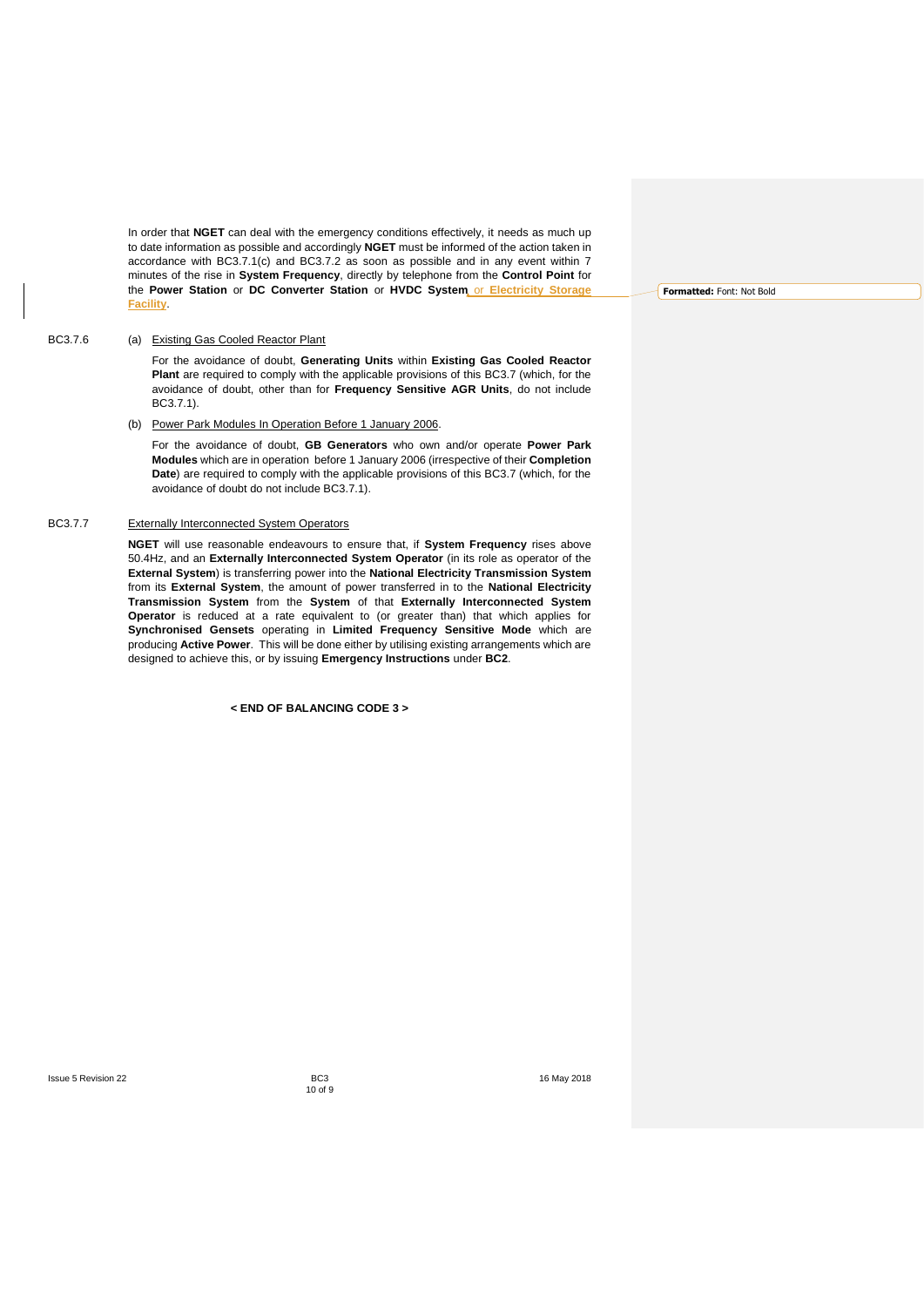In order that **NGET** can deal with the emergency conditions effectively, it needs as much up to date information as possible and accordingly **NGET** must be informed of the action taken in accordance with BC3.7.1(c) and BC3.7.2 as soon as possible and in any event within 7 minutes of the rise in **System Frequency**, directly by telephone from the **Control Point** for the **Power Station** or **DC Converter Station** or **HVDC System** or **Electricity Storage Facility**.

BC3.7.6 (a) Existing Gas Cooled Reactor Plant

For the avoidance of doubt, **Generating Units** within **Existing Gas Cooled Reactor Plant** are required to comply with the applicable provisions of this BC3.7 (which, for the avoidance of doubt, other than for **Frequency Sensitive AGR Units**, do not include BC3.7.1).

(b) Power Park Modules In Operation Before 1 January 2006.

For the avoidance of doubt, **GB Generators** who own and/or operate **Power Park Modules** which are in operation before 1 January 2006 (irrespective of their **Completion Date**) are required to comply with the applicable provisions of this BC3.7 (which, for the avoidance of doubt do not include BC3.7.1).

BC3.7.7 Externally Interconnected System Operators

**NGET** will use reasonable endeavours to ensure that, if **System Frequency** rises above 50.4Hz, and an **Externally Interconnected System Operator** (in its role as operator of the **External System**) is transferring power into the **National Electricity Transmission System** from its **External System**, the amount of power transferred in to the **National Electricity Transmission System** from the **System** of that **Externally Interconnected System Operator** is reduced at a rate equivalent to (or greater than) that which applies for **Synchronised Gensets** operating in **Limited Frequency Sensitive Mode** which are producing **Active Power**. This will be done either by utilising existing arrangements which are designed to achieve this, or by issuing **Emergency Instructions** under **BC2**.

**< END OF BALANCING CODE 3 >**